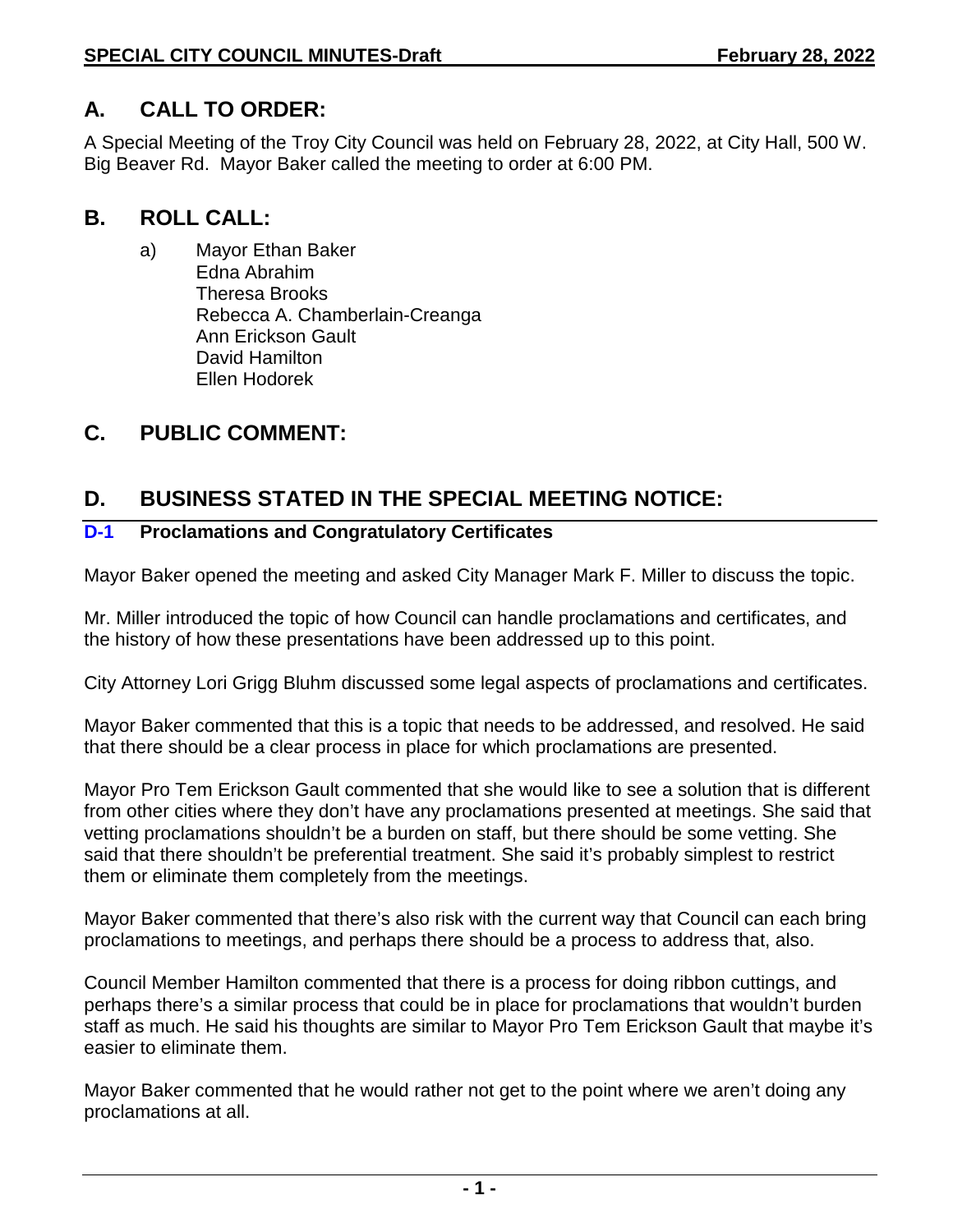## A. CALL TO ORDER:

A Special Meeting of the Troy City Council was held on February 28, 2022, at City Hall, 500 W. Big Beaver Rd. Mayor Baker called the meeting to order at 6:00 PM.

## B. ROLL CALL:

a) Mayor Ethan Baker
Edna Abrahim
Theresa Brooks
Rebecca A. Chamberlain-Creanga
Ann Erickson Gault
David Hamilton
Ellen Hodorek

## C. PUBLIC COMMENT:

## D. BUSINESS STATED IN THE SPECIAL MEETING NOTICE:

### D-1 Proclamations and Congratulatory Certificates

Mayor Baker opened the meeting and asked City Manager Mark F. Miller to discuss the topic.

Mr. Miller introduced the topic of how Council can handle proclamations and certificates, and the history of how these presentations have been addressed up to this point.

City Attorney Lori Grigg Bluhm discussed some legal aspects of proclamations and certificates.

Mayor Baker commented that this is a topic that needs to be addressed, and resolved. He said that there should be a clear process in place for which proclamations are presented.

Mayor Pro Tem Erickson Gault commented that she would like to see a solution that is different from other cities where they don't have any proclamations presented at meetings. She said that vetting proclamations shouldn't be a burden on staff, but there should be some vetting. She said that there shouldn't be preferential treatment. She said it's probably simplest to restrict them or eliminate them completely from the meetings.

Mayor Baker commented that there's also risk with the current way that Council can each bring proclamations to meetings, and perhaps there should be a process to address that, also.

Council Member Hamilton commented that there is a process for doing ribbon cuttings, and perhaps there's a similar process that could be in place for proclamations that wouldn't burden staff as much. He said his thoughts are similar to Mayor Pro Tem Erickson Gault that maybe it's easier to eliminate them.

Mayor Baker commented that he would rather not get to the point where we aren't doing any proclamations at all.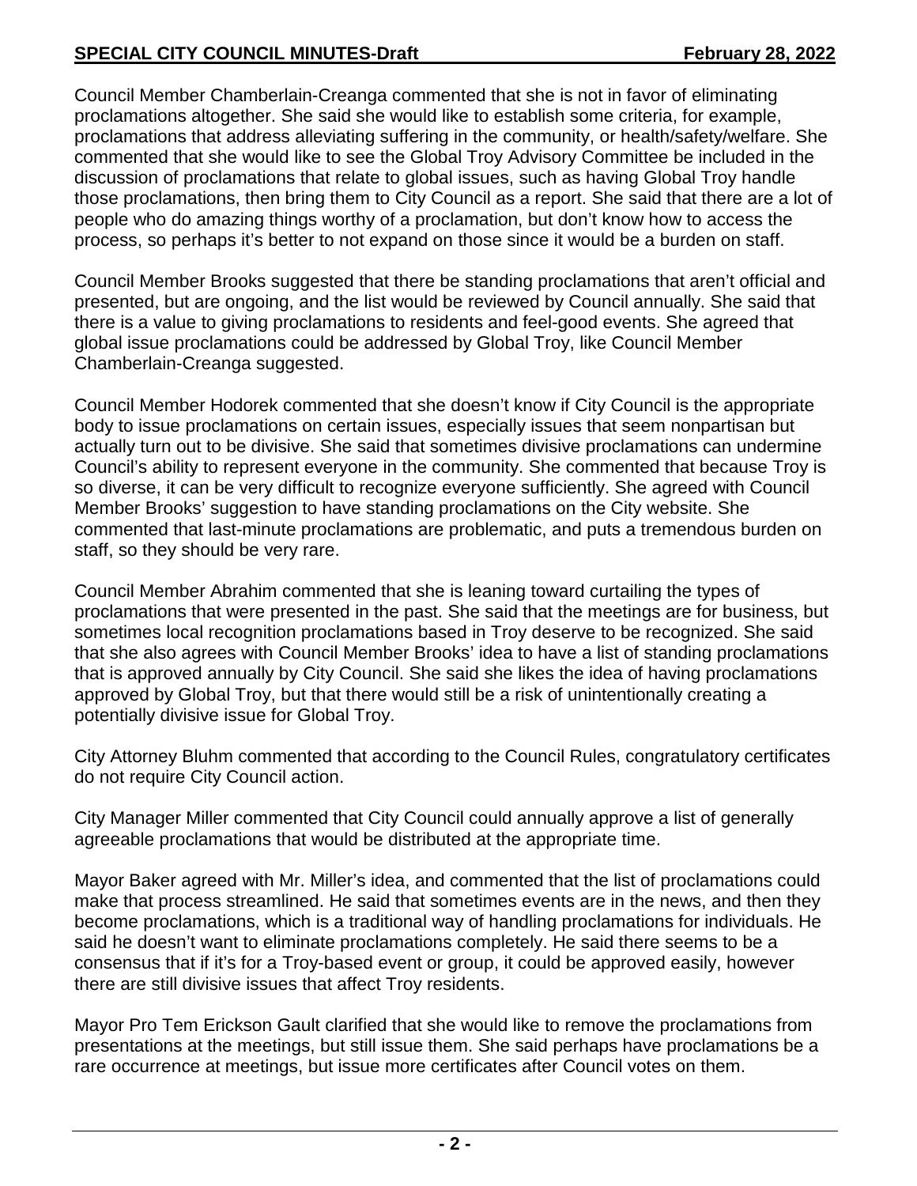Council Member Chamberlain-Creanga commented that she is not in favor of eliminating proclamations altogether. She said she would like to establish some criteria, for example, proclamations that address alleviating suffering in the community, or health/safety/welfare. She commented that she would like to see the Global Troy Advisory Committee be included in the discussion of proclamations that relate to global issues, such as having Global Troy handle those proclamations, then bring them to City Council as a report. She said that there are a lot of people who do amazing things worthy of a proclamation, but don't know how to access the process, so perhaps it's better to not expand on those since it would be a burden on staff.

Council Member Brooks suggested that there be standing proclamations that aren't official and presented, but are ongoing, and the list would be reviewed by Council annually. She said that there is a value to giving proclamations to residents and feel-good events. She agreed that global issue proclamations could be addressed by Global Troy, like Council Member Chamberlain-Creanga suggested.

Council Member Hodorek commented that she doesn't know if City Council is the appropriate body to issue proclamations on certain issues, especially issues that seem nonpartisan but actually turn out to be divisive. She said that sometimes divisive proclamations can undermine Council's ability to represent everyone in the community. She commented that because Troy is so diverse, it can be very difficult to recognize everyone sufficiently. She agreed with Council Member Brooks' suggestion to have standing proclamations on the City website. She commented that last-minute proclamations are problematic, and puts a tremendous burden on staff, so they should be very rare.

Council Member Abrahim commented that she is leaning toward curtailing the types of proclamations that were presented in the past. She said that the meetings are for business, but sometimes local recognition proclamations based in Troy deserve to be recognized. She said that she also agrees with Council Member Brooks' idea to have a list of standing proclamations that is approved annually by City Council. She said she likes the idea of having proclamations approved by Global Troy, but that there would still be a risk of unintentionally creating a potentially divisive issue for Global Troy.

City Attorney Bluhm commented that according to the Council Rules, congratulatory certificates do not require City Council action.

City Manager Miller commented that City Council could annually approve a list of generally agreeable proclamations that would be distributed at the appropriate time.

Mayor Baker agreed with Mr. Miller's idea, and commented that the list of proclamations could make that process streamlined. He said that sometimes events are in the news, and then they become proclamations, which is a traditional way of handling proclamations for individuals. He said he doesn't want to eliminate proclamations completely. He said there seems to be a consensus that if it's for a Troy-based event or group, it could be approved easily, however there are still divisive issues that affect Troy residents.

Mayor Pro Tem Erickson Gault clarified that she would like to remove the proclamations from presentations at the meetings, but still issue them. She said perhaps have proclamations be a rare occurrence at meetings, but issue more certificates after Council votes on them.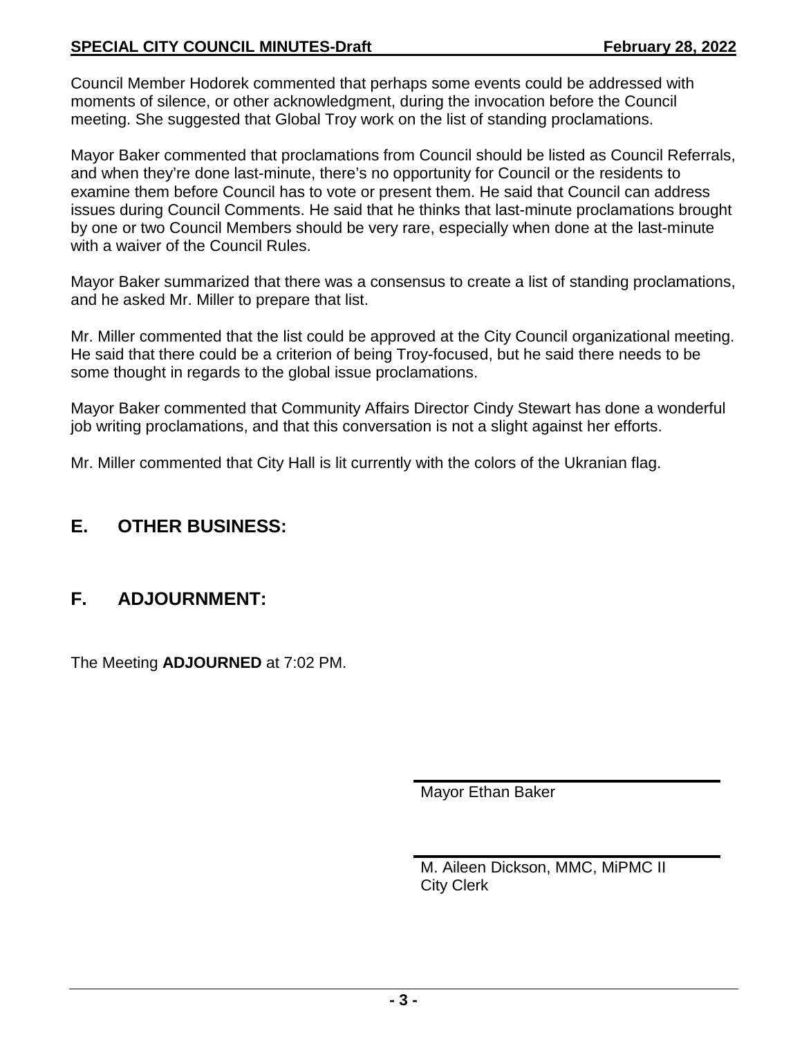Council Member Hodorek commented that perhaps some events could be addressed with moments of silence, or other acknowledgment, during the invocation before the Council meeting. She suggested that Global Troy work on the list of standing proclamations.

Mayor Baker commented that proclamations from Council should be listed as Council Referrals, and when they're done last-minute, there's no opportunity for Council or the residents to examine them before Council has to vote or present them. He said that Council can address issues during Council Comments. He said that he thinks that last-minute proclamations brought by one or two Council Members should be very rare, especially when done at the last-minute with a waiver of the Council Rules.

Mayor Baker summarized that there was a consensus to create a list of standing proclamations, and he asked Mr. Miller to prepare that list.

Mr. Miller commented that the list could be approved at the City Council organizational meeting. He said that there could be a criterion of being Troy-focused, but he said there needs to be some thought in regards to the global issue proclamations.

Mayor Baker commented that Community Affairs Director Cindy Stewart has done a wonderful job writing proclamations, and that this conversation is not a slight against her efforts.

Mr. Miller commented that City Hall is lit currently with the colors of the Ukranian flag.

## E. OTHER BUSINESS:

## F. ADJOURNMENT:

The Meeting **ADJOURNED** at 7:02 PM.

Mayor Ethan Baker

M. Aileen Dickson, MMC, MiPMC II
City Clerk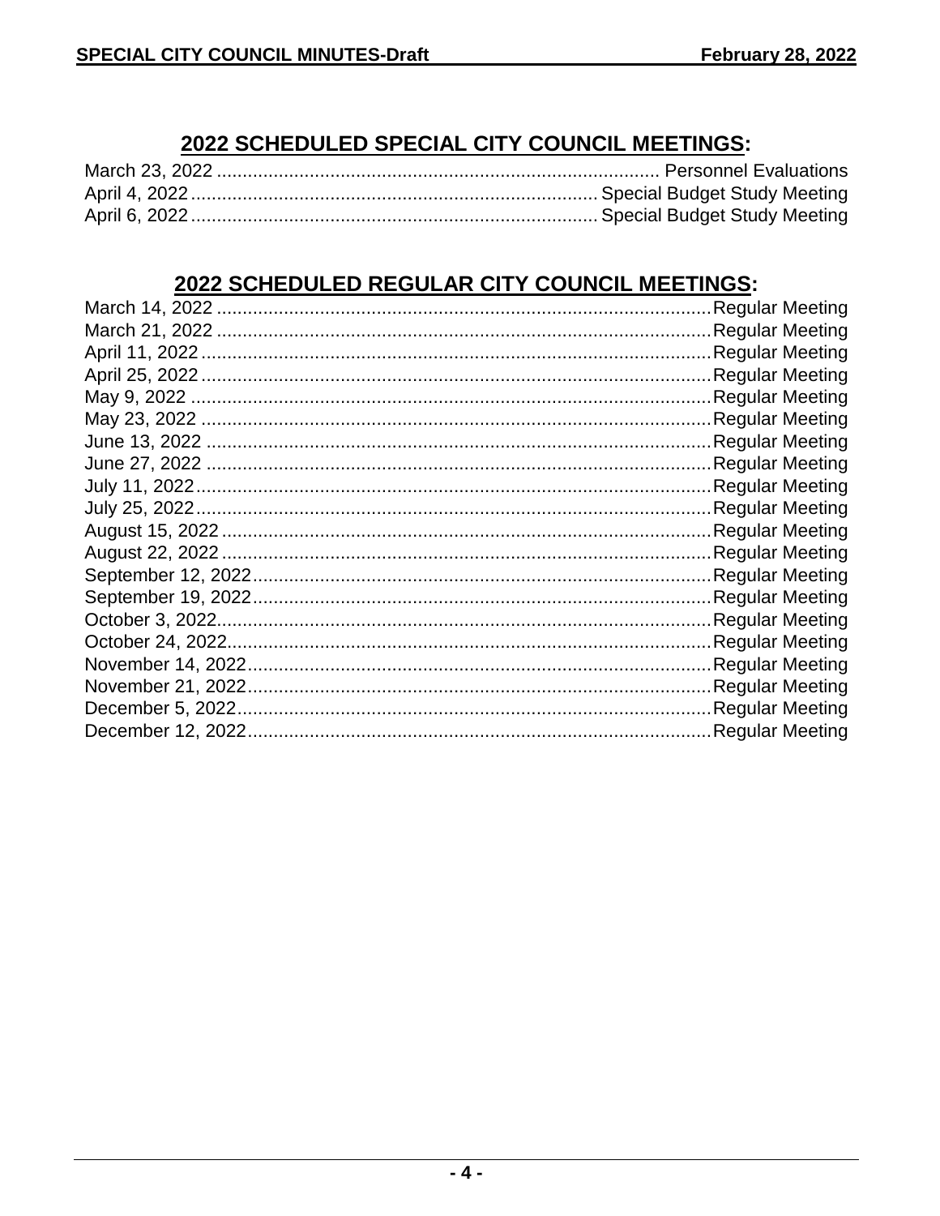## 2022 SCHEDULED SPECIAL CITY COUNCIL MEETINGS:

March 23, 2022 .................................................................................. Personnel Evaluations
April 4, 2022 ............................................................................ Special Budget Study Meeting
April 6, 2022 ............................................................................ Special Budget Study Meeting

## 2022 SCHEDULED REGULAR CITY COUNCIL MEETINGS:

March 14, 2022 ............................................................................................ Regular Meeting
March 21, 2022 ............................................................................................ Regular Meeting
April 11, 2022 .............................................................................................. Regular Meeting
April 25, 2022 .............................................................................................. Regular Meeting
May 9, 2022 ................................................................................................. Regular Meeting
May 23, 2022 ............................................................................................... Regular Meeting
June 13, 2022 .............................................................................................. Regular Meeting
June 27, 2022 .............................................................................................. Regular Meeting
July 11, 2022 ............................................................................................... Regular Meeting
July 25, 2022 ............................................................................................... Regular Meeting
August 15, 2022 .......................................................................................... Regular Meeting
August 22, 2022 .......................................................................................... Regular Meeting
September 12, 2022 .................................................................................... Regular Meeting
September 19, 2022 .................................................................................... Regular Meeting
October 3, 2022 ........................................................................................... Regular Meeting
October 24, 2022 ......................................................................................... Regular Meeting
November 14, 2022 ..................................................................................... Regular Meeting
November 21, 2022 ..................................................................................... Regular Meeting
December 5, 2022 ....................................................................................... Regular Meeting
December 12, 2022 ..................................................................................... Regular Meeting